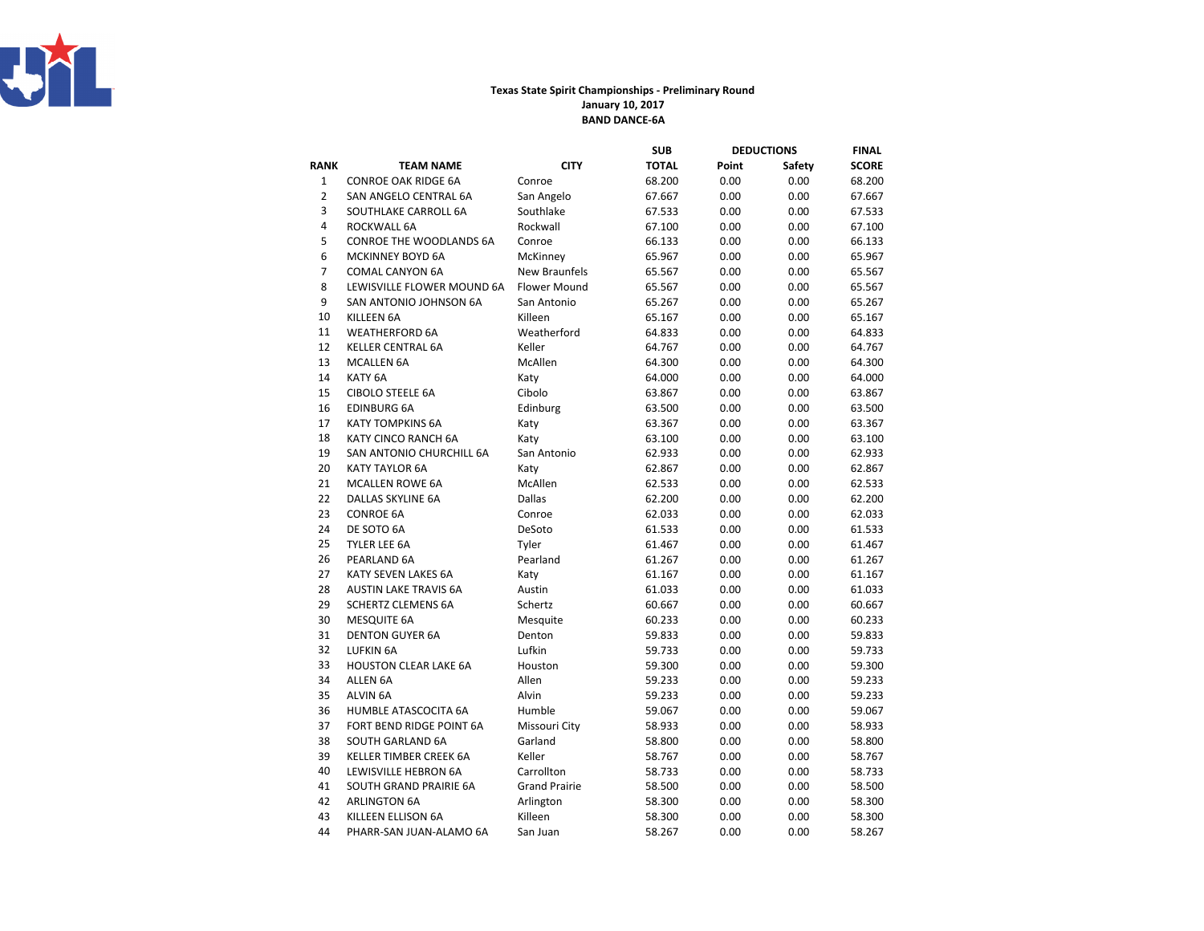**Texas State Spirit Championships - Preliminary Round**
**January 10, 2017**
**BAND DANCE-6A**

| RANK | TEAM NAME | CITY | SUB TOTAL | DEDUCTIONS Point | Safety | FINAL SCORE |
|---|---|---|---|---|---|---|
| 1 | CONROE OAK RIDGE 6A | Conroe | 68.200 | 0.00 | 0.00 | 68.200 |
| 2 | SAN ANGELO CENTRAL 6A | San Angelo | 67.667 | 0.00 | 0.00 | 67.667 |
| 3 | SOUTHLAKE CARROLL 6A | Southlake | 67.533 | 0.00 | 0.00 | 67.533 |
| 4 | ROCKWALL 6A | Rockwall | 67.100 | 0.00 | 0.00 | 67.100 |
| 5 | CONROE THE WOODLANDS 6A | Conroe | 66.133 | 0.00 | 0.00 | 66.133 |
| 6 | MCKINNEY BOYD 6A | McKinney | 65.967 | 0.00 | 0.00 | 65.967 |
| 7 | COMAL CANYON 6A | New Braunfels | 65.567 | 0.00 | 0.00 | 65.567 |
| 8 | LEWISVILLE FLOWER MOUND 6A | Flower Mound | 65.567 | 0.00 | 0.00 | 65.567 |
| 9 | SAN ANTONIO JOHNSON 6A | San Antonio | 65.267 | 0.00 | 0.00 | 65.267 |
| 10 | KILLEEN 6A | Killeen | 65.167 | 0.00 | 0.00 | 65.167 |
| 11 | WEATHERFORD 6A | Weatherford | 64.833 | 0.00 | 0.00 | 64.833 |
| 12 | KELLER CENTRAL 6A | Keller | 64.767 | 0.00 | 0.00 | 64.767 |
| 13 | MCALLEN 6A | McAllen | 64.300 | 0.00 | 0.00 | 64.300 |
| 14 | KATY 6A | Katy | 64.000 | 0.00 | 0.00 | 64.000 |
| 15 | CIBOLO STEELE 6A | Cibolo | 63.867 | 0.00 | 0.00 | 63.867 |
| 16 | EDINBURG 6A | Edinburg | 63.500 | 0.00 | 0.00 | 63.500 |
| 17 | KATY TOMPKINS 6A | Katy | 63.367 | 0.00 | 0.00 | 63.367 |
| 18 | KATY CINCO RANCH 6A | Katy | 63.100 | 0.00 | 0.00 | 63.100 |
| 19 | SAN ANTONIO CHURCHILL 6A | San Antonio | 62.933 | 0.00 | 0.00 | 62.933 |
| 20 | KATY TAYLOR 6A | Katy | 62.867 | 0.00 | 0.00 | 62.867 |
| 21 | MCALLEN ROWE 6A | McAllen | 62.533 | 0.00 | 0.00 | 62.533 |
| 22 | DALLAS SKYLINE 6A | Dallas | 62.200 | 0.00 | 0.00 | 62.200 |
| 23 | CONROE 6A | Conroe | 62.033 | 0.00 | 0.00 | 62.033 |
| 24 | DE SOTO 6A | DeSoto | 61.533 | 0.00 | 0.00 | 61.533 |
| 25 | TYLER LEE 6A | Tyler | 61.467 | 0.00 | 0.00 | 61.467 |
| 26 | PEARLAND 6A | Pearland | 61.267 | 0.00 | 0.00 | 61.267 |
| 27 | KATY SEVEN LAKES 6A | Katy | 61.167 | 0.00 | 0.00 | 61.167 |
| 28 | AUSTIN LAKE TRAVIS 6A | Austin | 61.033 | 0.00 | 0.00 | 61.033 |
| 29 | SCHERTZ CLEMENS 6A | Schertz | 60.667 | 0.00 | 0.00 | 60.667 |
| 30 | MESQUITE 6A | Mesquite | 60.233 | 0.00 | 0.00 | 60.233 |
| 31 | DENTON GUYER 6A | Denton | 59.833 | 0.00 | 0.00 | 59.833 |
| 32 | LUFKIN 6A | Lufkin | 59.733 | 0.00 | 0.00 | 59.733 |
| 33 | HOUSTON CLEAR LAKE 6A | Houston | 59.300 | 0.00 | 0.00 | 59.300 |
| 34 | ALLEN 6A | Allen | 59.233 | 0.00 | 0.00 | 59.233 |
| 35 | ALVIN 6A | Alvin | 59.233 | 0.00 | 0.00 | 59.233 |
| 36 | HUMBLE ATASCOCITA 6A | Humble | 59.067 | 0.00 | 0.00 | 59.067 |
| 37 | FORT BEND RIDGE POINT 6A | Missouri City | 58.933 | 0.00 | 0.00 | 58.933 |
| 38 | SOUTH GARLAND 6A | Garland | 58.800 | 0.00 | 0.00 | 58.800 |
| 39 | KELLER TIMBER CREEK 6A | Keller | 58.767 | 0.00 | 0.00 | 58.767 |
| 40 | LEWISVILLE HEBRON 6A | Carrollton | 58.733 | 0.00 | 0.00 | 58.733 |
| 41 | SOUTH GRAND PRAIRIE 6A | Grand Prairie | 58.500 | 0.00 | 0.00 | 58.500 |
| 42 | ARLINGTON 6A | Arlington | 58.300 | 0.00 | 0.00 | 58.300 |
| 43 | KILLEEN ELLISON 6A | Killeen | 58.300 | 0.00 | 0.00 | 58.300 |
| 44 | PHARR-SAN JUAN-ALAMO 6A | San Juan | 58.267 | 0.00 | 0.00 | 58.267 |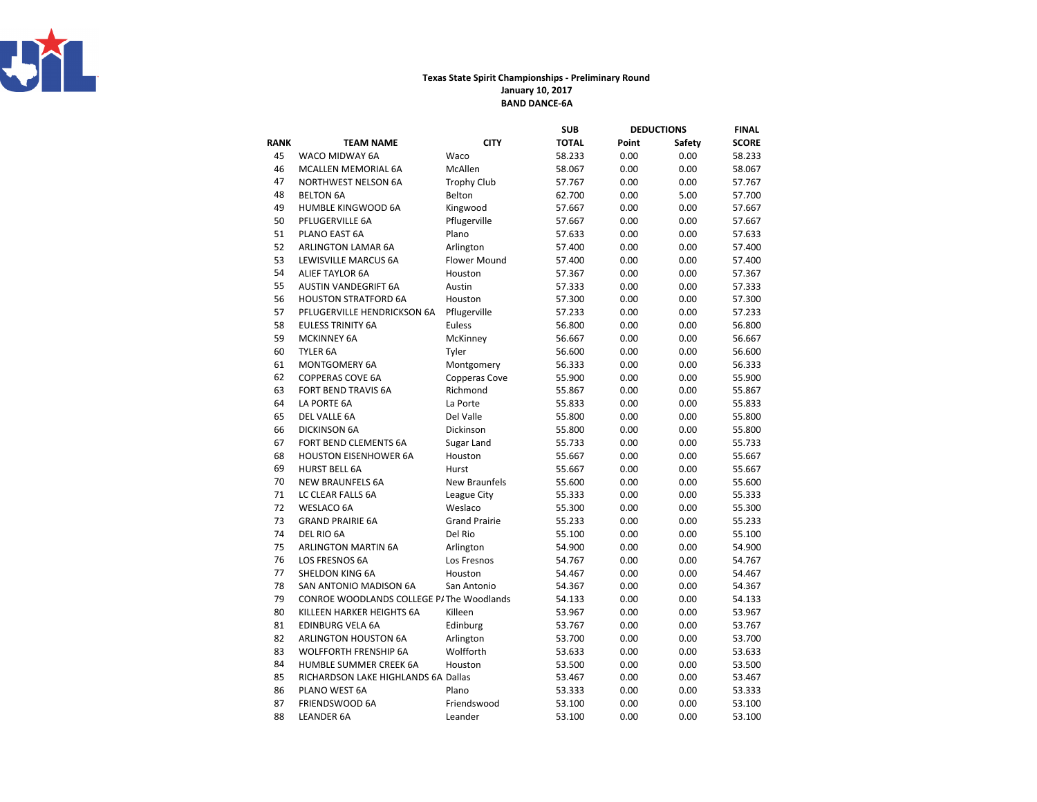**Texas State Spirit Championships - Preliminary Round**
**January 10, 2017**
**BAND DANCE-6A**

| RANK | TEAM NAME | CITY | SUB TOTAL | DEDUCTIONS Point | DEDUCTIONS Safety | FINAL SCORE |
|---|---|---|---|---|---|---|
| 45 | WACO MIDWAY 6A | Waco | 58.233 | 0.00 | 0.00 | 58.233 |
| 46 | MCALLEN MEMORIAL 6A | McAllen | 58.067 | 0.00 | 0.00 | 58.067 |
| 47 | NORTHWEST NELSON 6A | Trophy Club | 57.767 | 0.00 | 0.00 | 57.767 |
| 48 | BELTON 6A | Belton | 62.700 | 0.00 | 5.00 | 57.700 |
| 49 | HUMBLE KINGWOOD 6A | Kingwood | 57.667 | 0.00 | 0.00 | 57.667 |
| 50 | PFLUGERVILLE 6A | Pflugerville | 57.667 | 0.00 | 0.00 | 57.667 |
| 51 | PLANO EAST 6A | Plano | 57.633 | 0.00 | 0.00 | 57.633 |
| 52 | ARLINGTON LAMAR 6A | Arlington | 57.400 | 0.00 | 0.00 | 57.400 |
| 53 | LEWISVILLE MARCUS 6A | Flower Mound | 57.400 | 0.00 | 0.00 | 57.400 |
| 54 | ALIEF TAYLOR 6A | Houston | 57.367 | 0.00 | 0.00 | 57.367 |
| 55 | AUSTIN VANDEGRIFT 6A | Austin | 57.333 | 0.00 | 0.00 | 57.333 |
| 56 | HOUSTON STRATFORD 6A | Houston | 57.300 | 0.00 | 0.00 | 57.300 |
| 57 | PFLUGERVILLE HENDRICKSON 6A | Pflugerville | 57.233 | 0.00 | 0.00 | 57.233 |
| 58 | EULESS TRINITY 6A | Euless | 56.800 | 0.00 | 0.00 | 56.800 |
| 59 | MCKINNEY 6A | McKinney | 56.667 | 0.00 | 0.00 | 56.667 |
| 60 | TYLER 6A | Tyler | 56.600 | 0.00 | 0.00 | 56.600 |
| 61 | MONTGOMERY 6A | Montgomery | 56.333 | 0.00 | 0.00 | 56.333 |
| 62 | COPPERAS COVE 6A | Copperas Cove | 55.900 | 0.00 | 0.00 | 55.900 |
| 63 | FORT BEND TRAVIS 6A | Richmond | 55.867 | 0.00 | 0.00 | 55.867 |
| 64 | LA PORTE 6A | La Porte | 55.833 | 0.00 | 0.00 | 55.833 |
| 65 | DEL VALLE 6A | Del Valle | 55.800 | 0.00 | 0.00 | 55.800 |
| 66 | DICKINSON 6A | Dickinson | 55.800 | 0.00 | 0.00 | 55.800 |
| 67 | FORT BEND CLEMENTS 6A | Sugar Land | 55.733 | 0.00 | 0.00 | 55.733 |
| 68 | HOUSTON EISENHOWER 6A | Houston | 55.667 | 0.00 | 0.00 | 55.667 |
| 69 | HURST BELL 6A | Hurst | 55.667 | 0.00 | 0.00 | 55.667 |
| 70 | NEW BRAUNFELS 6A | New Braunfels | 55.600 | 0.00 | 0.00 | 55.600 |
| 71 | LC CLEAR FALLS 6A | League City | 55.333 | 0.00 | 0.00 | 55.333 |
| 72 | WESLACO 6A | Weslaco | 55.300 | 0.00 | 0.00 | 55.300 |
| 73 | GRAND PRAIRIE 6A | Grand Prairie | 55.233 | 0.00 | 0.00 | 55.233 |
| 74 | DEL RIO 6A | Del Rio | 55.100 | 0.00 | 0.00 | 55.100 |
| 75 | ARLINGTON MARTIN 6A | Arlington | 54.900 | 0.00 | 0.00 | 54.900 |
| 76 | LOS FRESNOS 6A | Los Fresnos | 54.767 | 0.00 | 0.00 | 54.767 |
| 77 | SHELDON KING 6A | Houston | 54.467 | 0.00 | 0.00 | 54.467 |
| 78 | SAN ANTONIO MADISON 6A | San Antonio | 54.367 | 0.00 | 0.00 | 54.367 |
| 79 | CONROE WOODLANDS COLLEGE P/ | The Woodlands | 54.133 | 0.00 | 0.00 | 54.133 |
| 80 | KILLEEN HARKER HEIGHTS 6A | Killeen | 53.967 | 0.00 | 0.00 | 53.967 |
| 81 | EDINBURG VELA 6A | Edinburg | 53.767 | 0.00 | 0.00 | 53.767 |
| 82 | ARLINGTON HOUSTON 6A | Arlington | 53.700 | 0.00 | 0.00 | 53.700 |
| 83 | WOLFFORTH FRENSHIP 6A | Wolfforth | 53.633 | 0.00 | 0.00 | 53.633 |
| 84 | HUMBLE SUMMER CREEK 6A | Houston | 53.500 | 0.00 | 0.00 | 53.500 |
| 85 | RICHARDSON LAKE HIGHLANDS 6A | Dallas | 53.467 | 0.00 | 0.00 | 53.467 |
| 86 | PLANO WEST 6A | Plano | 53.333 | 0.00 | 0.00 | 53.333 |
| 87 | FRIENDSWOOD 6A | Friendswood | 53.100 | 0.00 | 0.00 | 53.100 |
| 88 | LEANDER 6A | Leander | 53.100 | 0.00 | 0.00 | 53.100 |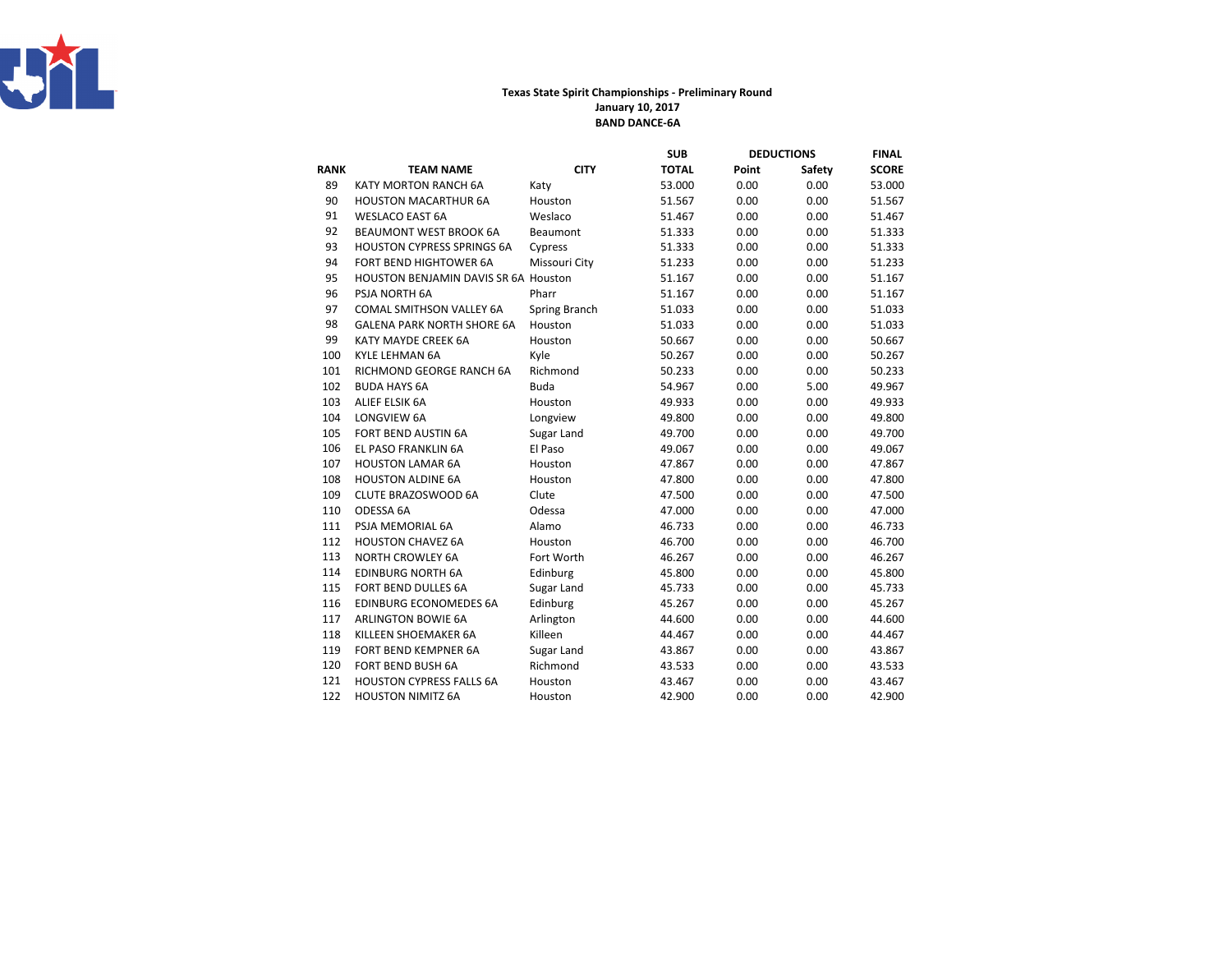**Texas State Spirit Championships - Preliminary Round**
**January 10, 2017**
**BAND DANCE-6A**

| RANK | TEAM NAME | CITY | SUB TOTAL | DEDUCTIONS Point | DEDUCTIONS Safety | FINAL SCORE |
|---|---|---|---|---|---|---|
| 89 | KATY MORTON RANCH 6A | Katy | 53.000 | 0.00 | 0.00 | 53.000 |
| 90 | HOUSTON MACARTHUR 6A | Houston | 51.567 | 0.00 | 0.00 | 51.567 |
| 91 | WESLACO EAST 6A | Weslaco | 51.467 | 0.00 | 0.00 | 51.467 |
| 92 | BEAUMONT WEST BROOK 6A | Beaumont | 51.333 | 0.00 | 0.00 | 51.333 |
| 93 | HOUSTON CYPRESS SPRINGS 6A | Cypress | 51.333 | 0.00 | 0.00 | 51.333 |
| 94 | FORT BEND HIGHTOWER 6A | Missouri City | 51.233 | 0.00 | 0.00 | 51.233 |
| 95 | HOUSTON BENJAMIN DAVIS SR 6A | Houston | 51.167 | 0.00 | 0.00 | 51.167 |
| 96 | PSJA NORTH 6A | Pharr | 51.167 | 0.00 | 0.00 | 51.167 |
| 97 | COMAL SMITHSON VALLEY 6A | Spring Branch | 51.033 | 0.00 | 0.00 | 51.033 |
| 98 | GALENA PARK NORTH SHORE 6A | Houston | 51.033 | 0.00 | 0.00 | 51.033 |
| 99 | KATY MAYDE CREEK 6A | Houston | 50.667 | 0.00 | 0.00 | 50.667 |
| 100 | KYLE LEHMAN 6A | Kyle | 50.267 | 0.00 | 0.00 | 50.267 |
| 101 | RICHMOND GEORGE RANCH 6A | Richmond | 50.233 | 0.00 | 0.00 | 50.233 |
| 102 | BUDA HAYS 6A | Buda | 54.967 | 0.00 | 5.00 | 49.967 |
| 103 | ALIEF ELSIK 6A | Houston | 49.933 | 0.00 | 0.00 | 49.933 |
| 104 | LONGVIEW 6A | Longview | 49.800 | 0.00 | 0.00 | 49.800 |
| 105 | FORT BEND AUSTIN 6A | Sugar Land | 49.700 | 0.00 | 0.00 | 49.700 |
| 106 | EL PASO FRANKLIN 6A | El Paso | 49.067 | 0.00 | 0.00 | 49.067 |
| 107 | HOUSTON LAMAR 6A | Houston | 47.867 | 0.00 | 0.00 | 47.867 |
| 108 | HOUSTON ALDINE 6A | Houston | 47.800 | 0.00 | 0.00 | 47.800 |
| 109 | CLUTE BRAZOSWOOD 6A | Clute | 47.500 | 0.00 | 0.00 | 47.500 |
| 110 | ODESSA 6A | Odessa | 47.000 | 0.00 | 0.00 | 47.000 |
| 111 | PSJA MEMORIAL 6A | Alamo | 46.733 | 0.00 | 0.00 | 46.733 |
| 112 | HOUSTON CHAVEZ 6A | Houston | 46.700 | 0.00 | 0.00 | 46.700 |
| 113 | NORTH CROWLEY 6A | Fort Worth | 46.267 | 0.00 | 0.00 | 46.267 |
| 114 | EDINBURG NORTH 6A | Edinburg | 45.800 | 0.00 | 0.00 | 45.800 |
| 115 | FORT BEND DULLES 6A | Sugar Land | 45.733 | 0.00 | 0.00 | 45.733 |
| 116 | EDINBURG ECONOMEDES 6A | Edinburg | 45.267 | 0.00 | 0.00 | 45.267 |
| 117 | ARLINGTON BOWIE 6A | Arlington | 44.600 | 0.00 | 0.00 | 44.600 |
| 118 | KILLEEN SHOEMAKER 6A | Killeen | 44.467 | 0.00 | 0.00 | 44.467 |
| 119 | FORT BEND KEMPNER 6A | Sugar Land | 43.867 | 0.00 | 0.00 | 43.867 |
| 120 | FORT BEND BUSH 6A | Richmond | 43.533 | 0.00 | 0.00 | 43.533 |
| 121 | HOUSTON CYPRESS FALLS 6A | Houston | 43.467 | 0.00 | 0.00 | 43.467 |
| 122 | HOUSTON NIMITZ 6A | Houston | 42.900 | 0.00 | 0.00 | 42.900 |